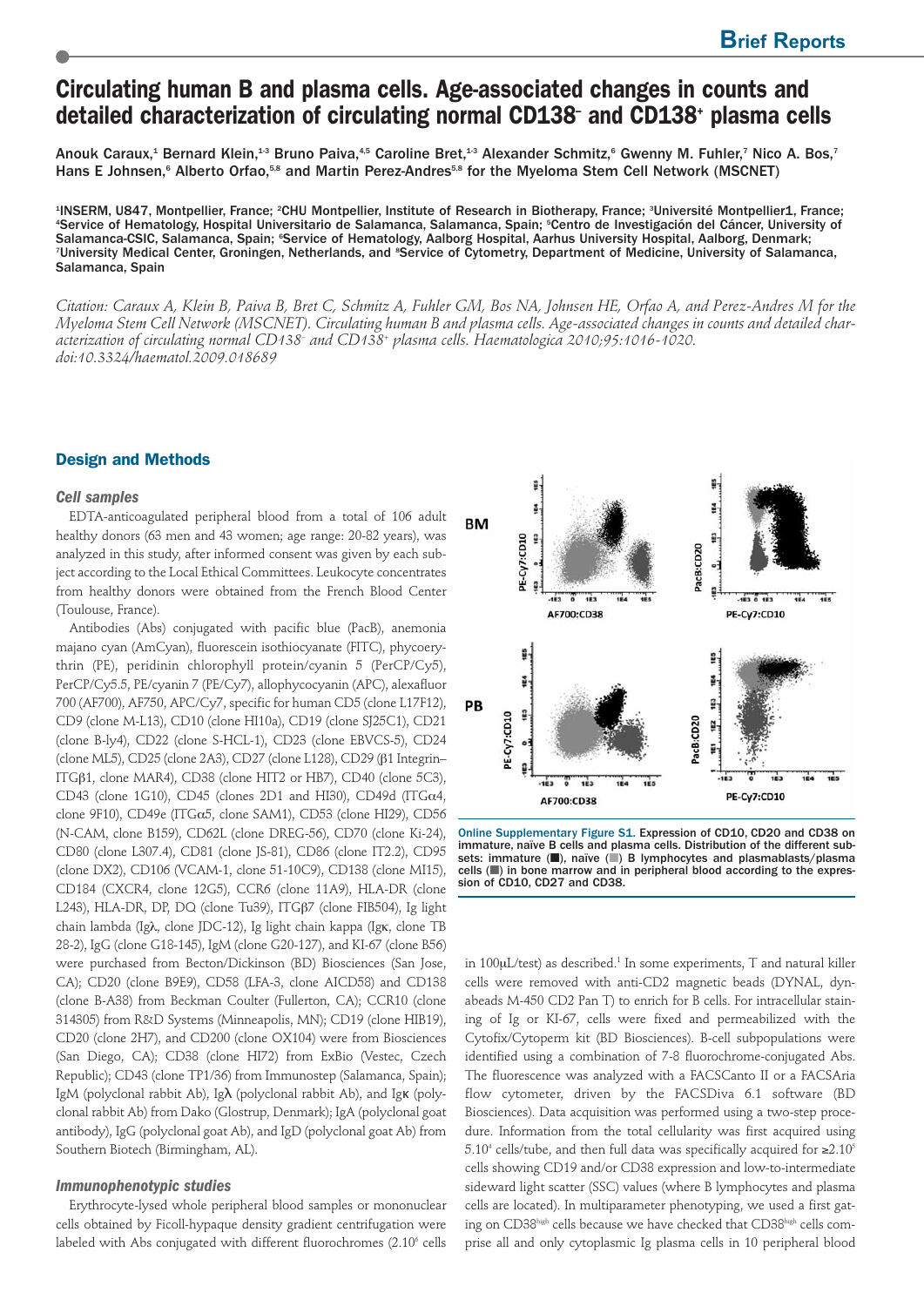# Circulating human B and plasma cells. Age-associated changes in counts and detailed characterization of circulating normal CD138⁻ and CD138⁺ plasma cells

Anouk Caraux,[1] Bernard Klein,[1-3] Bruno Paiva,[4,5] Caroline Bret,[1-3] Alexander Schmitz,[6] Gwenny M. Fuhler,[7] Nico A. Bos,[7] Hans E Johnsen,[6] Alberto Orfao,[5,8] and Martin Perez-Andres[5,8] for the Myeloma Stem Cell Network (MSCNET)

[1]INSERM, U847, Montpellier, France; [2]CHU Montpellier, Institute of Research in Biotherapy, France; [3]Université Montpellier1, France; [4]Service of Hematology, Hospital Universitario de Salamanca, Salamanca, Spain; [5]Centro de Investigación del Cáncer, University of Salamanca-CSIC, Salamanca, Spain; [6]Service of Hematology, Aalborg Hospital, Aarhus University Hospital, Aalborg, Denmark; [7]University Medical Center, Groningen, Netherlands, and [8]Service of Cytometry, Department of Medicine, University of Salamanca, Salamanca, Spain

*Citation: Caraux A, Klein B, Paiva B, Bret C, Schmitz A, Fuhler GM, Bos NA, Johnsen HE, Orfao A, and Perez-Andres M for the Myeloma Stem Cell Network (MSCNET). Circulating human B and plasma cells. Age-associated changes in counts and detailed characterization of circulating normal CD138⁻ and CD138⁺ plasma cells. Haematologica 2010;95:1016-1020. doi:10.3324/haematol.2009.018689*

## Design and Methods

### Cell samples

EDTA-anticoagulated peripheral blood from a total of 106 adult healthy donors (63 men and 43 women; age range: 20-82 years), was analyzed in this study, after informed consent was given by each subject according to the Local Ethical Committees. Leukocyte concentrates from healthy donors were obtained from the French Blood Center (Toulouse, France).

Antibodies (Abs) conjugated with pacific blue (PacB), anemonia majano cyan (AmCyan), fluorescein isothiocyanate (FITC), phycoerythrin (PE), peridinin chlorophyll protein/cyanin 5 (PerCP/Cy5), PerCP/Cy5.5, PE/cyanin 7 (PE/Cy7), allophycocyanin (APC), alexafluor 700 (AF700), AF750, APC/Cy7, specific for human CD5 (clone L17F12), CD9 (clone M-L13), CD10 (clone HI10a), CD19 (clone SJ25C1), CD21 (clone B-ly4), CD22 (clone S-HCL-1), CD23 (clone EBVCS-5), CD24 (clone ML5), CD25 (clone 2A3), CD27 (clone L128), CD29 (β1 Integrin–ITGβ1, clone MAR4), CD38 (clone HIT2 or HB7), CD40 (clone 5C3), CD43 (clone 1G10), CD45 (clones 2D1 and HI30), CD49d (ITGα4, clone 9F10), CD49e (ITGα5, clone SAM1), CD53 (clone HI29), CD56 (N-CAM, clone B159), CD62L (clone DREG-56), CD70 (clone Ki-24), CD80 (clone L307.4), CD81 (clone JS-81), CD86 (clone IT2.2), CD95 (clone DX2), CD106 (VCAM-1, clone 51-10C9), CD138 (clone MI15), CD184 (CXCR4, clone 12G5), CCR6 (clone 11A9), HLA-DR (clone L243), HLA-DR, DP, DQ (clone Tu39), ITGβ7 (clone FIB504), Ig light chain lambda (Igλ, clone JDC-12), Ig light chain kappa (Igκ, clone TB 28-2), IgG (clone G18-145), IgM (clone G20-127), and KI-67 (clone B56) were purchased from Becton/Dickinson (BD) Biosciences (San Jose, CA); CD20 (clone B9E9), CD58 (LFA-3, clone AICD58) and CD138 (clone B-A38) from Beckman Coulter (Fullerton, CA); CCR10 (clone 314305) from R&D Systems (Minneapolis, MN); CD19 (clone HIB19), CD20 (clone 2H7), and CD200 (clone OX104) were from Biosciences (San Diego, CA); CD38 (clone HI72) from ExBio (Vestec, Czech Republic); CD43 (clone TP1/36) from Immunostep (Salamanca, Spain); IgM (polyclonal rabbit Ab), Igλ (polyclonal rabbit Ab), and Igκ (polyclonal rabbit Ab) from Dako (Glostrup, Denmark); IgA (polyclonal goat antibody), IgG (polyclonal goat Ab), and IgD (polyclonal goat Ab) from Southern Biotech (Birmingham, AL).

### Immunophenotypic studies

Erythrocyte-lysed whole peripheral blood samples or mononuclear cells obtained by Ficoll-hypaque density gradient centrifugation were labeled with Abs conjugated with different fluorochromes ($2.10^6$ cells in 100μL/test) as described.[1] In some experiments, T and natural killer cells were removed with anti-CD2 magnetic beads (DYNAL, dynabeads M-450 CD2 Pan T) to enrich for B cells. For intracellular staining of Ig or KI-67, cells were fixed and permeabilized with the Cytofix/Cytoperm kit (BD Biosciences). B-cell subpopulations were identified using a combination of 7-8 fluorochrome-conjugated Abs. The fluorescence was analyzed with a FACSCanto II or a FACSAria flow cytometer, driven by the FACSDiva 6.1 software (BD Biosciences). Data acquisition was performed using a two-step procedure. Information from the total cellularity was first acquired using $5.10^4$ cells/tube, and then full data was specifically acquired for $\geq 2.10^5$ cells showing CD19 and/or CD38 expression and low-to-intermediate sideward light scatter (SSC) values (where B lymphocytes and plasma cells are located). In multiparameter phenotyping, we used a first gating on CD38$^{high}$ cells because we have checked that CD38$^{high}$ cells comprise all and only cytoplasmic Ig plasma cells in 10 peripheral blood

Online Supplementary Figure S1. Expression of CD10, CD20 and CD38 on immature, naïve B cells and plasma cells. Distribution of the different subsets: immature (■), naïve (■) B lymphocytes and plasmablasts/plasma cells (■) in bone marrow and in peripheral blood according to the expression of CD10, CD27 and CD38.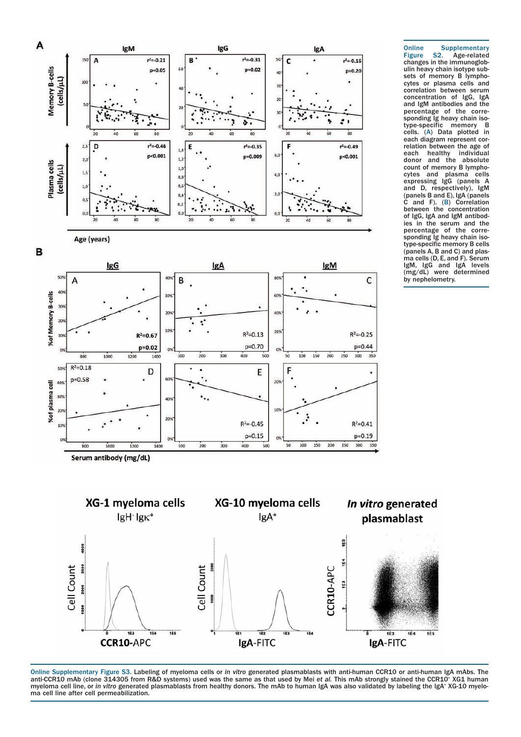**Online Supplementary Figure S2.** Age-related changes in the immunoglobulin heavy chain isotype subsets of memory B lymphocytes or plasma cells and correlation between serum concentration of IgG, IgA and IgM antibodies and the percentage of the corresponding Ig heavy chain isotype-specific memory B cells. (A) Data plotted in each diagram represent correlation between the age of each healthy individual donor and the absolute count of memory B lymphocytes and plasma cells expressing IgG (panels A and D, respectively), IgM (panels B and E), IgA (panels C and F). (B) Correlation between the concentration of IgG, IgA and IgM antibodies in the serum and the percentage of the corresponding Ig heavy chain isotype-specific memory B cells (panels A, B and C) and plasma cells (D, E, and F). Serum IgM, IgG and IgA levels (mg/dL) were determined by nephelometry.

**Online Supplementary Figure S3.** Labeling of myeloma cells or *in vitro* generated plasmablasts with anti-human CCR10 or anti-human IgA mAbs. The anti-CCR10 mAb (clone 314305 from R&D systems) used was the same as that used by Mei *et al.* This mAb strongly stained the CCR10+ XG1 human myeloma cell line, or *in vitro* generated plasmablasts from healthy donors. The mAb to human IgA was also validated by labeling the IgA+ XG-10 myeloma cell line after cell permeabilization.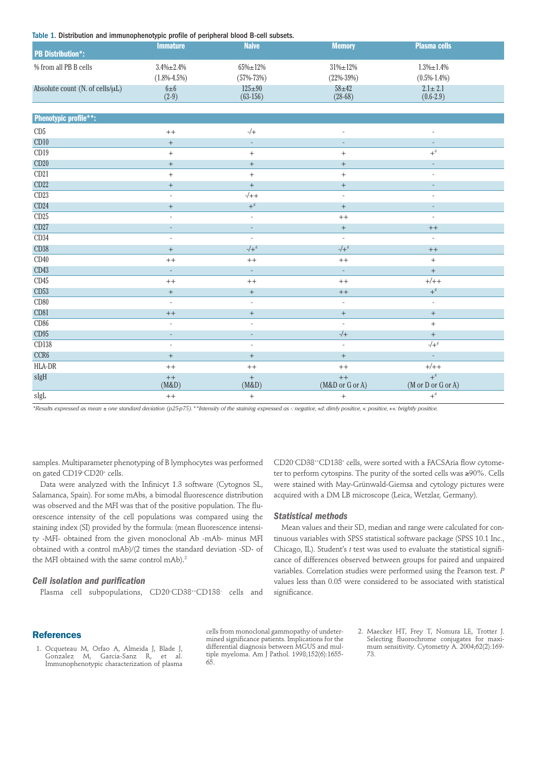**Table 1. Distribution and immunophenotypic profile of peripheral blood B-cell subsets.**

| PB Distribution*: | Immature | Naive | Memory | Plasma cells |
|---|---|---|---|---|
| % from all PB B cells | 3.4%±2.4% (1.8%-4.5%) | 65%±12% (57%-73%) | 31%±12% (22%-39%) | 1.3%±1.4% (0.5%-1.4%) |
| Absolute count (N. of cells/μL) | 6±6 (2-9) | 125±90 (63-156) | 58±42 (28-68) | 2.1± 2.1 (0.6-2.9) |
| **Phenotypic profile**:** | | | | |
| CD5 | ++ | -/+ | - | - |
| CD10 | + | - | - | - |
| CD19 | + | + | + | +d |
| CD20 | + | + | + | - |
| CD21 | + | + | + | - |
| CD22 | + | + | + | - |
| CD23 | - | -/++ | - | - |
| CD24 | + | +d | + | - |
| CD25 | - | - | ++ | - |
| CD27 | - | - | + | ++ |
| CD34 | - | - | - | - |
| CD38 | + | -/+d | -/+d | ++ |
| CD40 | ++ | ++ | ++ | + |
| CD43 | - | - | - | + |
| CD45 | ++ | ++ | ++ | +/++ |
| CD53 | + | + | ++ | +d |
| CD80 | - | - | - | - |
| CD81 | ++ | + | + | + |
| CD86 | - | - | - | + |
| CD95 | - | - | -/+ | + |
| CD138 | - | - | - | -/+d |
| CCR6 | + | + | + | - |
| HLA-DR | ++ | ++ | ++ | +/++ |
| sIgH | ++ (M&D) | + (M&D) | ++ (M&D or G or A) | +d (M or D or G or A) |
| sIgL | ++ | + | + | +d |

*Results expressed as mean ± one standard deviation (p25-p75). **Intensity of the staining expressed as -: negative, +d: dimly positive, +: positive, ++: brightly positive.

samples. Multiparameter phenotyping of B lymphocytes was performed on gated $CD19^+CD20^+$ cells.

Data were analyzed with the Infinicyt 1.3 software (Cytognos SL, Salamanca, Spain). For some mAbs, a bimodal fluorescence distribution was observed and the MFI was that of the positive population. The fluorescence intensity of the cell populations was compared using the staining index (SI) provided by the formula: (mean fluorescence intensity -MFI- obtained from the given monoclonal Ab -mAb- minus MFI obtained with a control mAb)/(2 times the standard deviation -SD- of the MFI obtained with the same control mAb).[2]

### Cell isolation and purification

Plasma cell subpopulations, $CD20^-CD38^{++}CD138^-$ cells and $CD20^-CD38^{++}CD138^+$ cells, were sorted with a FACSAria flow cytometer to perform cytospins. The purity of the sorted cells was ≥90%. Cells were stained with May-Grünwald-Giemsa and cytology pictures were acquired with a DM LB microscope (Leica, Wetzlar, Germany).

### Statistical methods

Mean values and their SD, median and range were calculated for continuous variables with SPSS statistical software package (SPSS 10.1 Inc., Chicago, IL). Student's *t* test was used to evaluate the statistical significance of differences observed between groups for paired and unpaired variables. Correlation studies were performed using the Pearson test. *P* values less than 0.05 were considered to be associated with statistical significance.

## References

1. Ocqueteau M, Orfao A, Almeida J, Blade J, Gonzalez M, Garcia-Sanz R, et al. Immunophenotypic characterization of plasma cells from monoclonal gammopathy of undetermined significance patients. Implications for the differential diagnosis between MGUS and multiple myeloma. Am J Pathol. 1998;152(6):1655-65.
2. Maecker HT, Frey T, Nomura LE, Trotter J. Selecting fluorochrome conjugates for maximum sensitivity. Cytometry A. 2004;62(2):169-73.